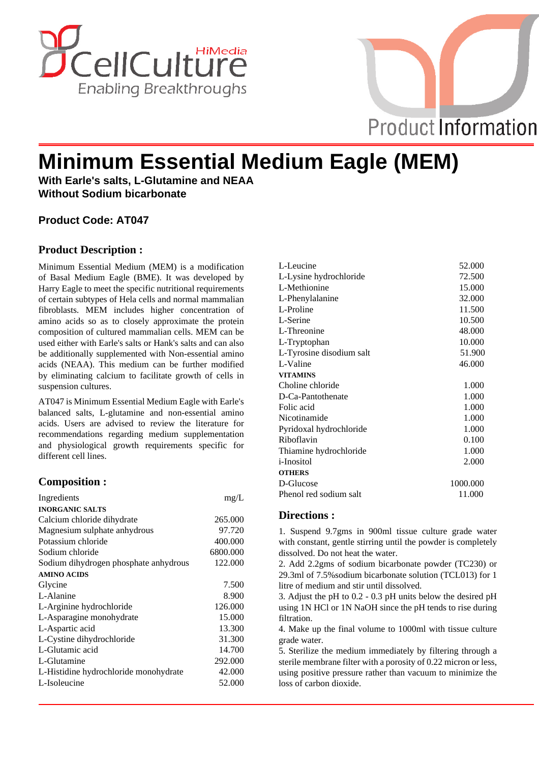# Minimum Essential Medium Eagle (MEM)

**With Earle's salts, L-Glutamine and NEAA**
**Without Sodium bicarbonate**

**Product Code: AT047**

## Product Description :

Minimum Essential Medium (MEM) is a modification of Basal Medium Eagle (BME). It was developed by Harry Eagle to meet the specific nutritional requirements of certain subtypes of Hela cells and normal mammalian fibroblasts. MEM includes higher concentration of amino acids so as to closely approximate the protein composition of cultured mammalian cells. MEM can be used either with Earle's salts or Hank's salts and can also be additionally supplemented with Non-essential amino acids (NEAA). This medium can be further modified by eliminating calcium to facilitate growth of cells in suspension cultures.

AT047 is Minimum Essential Medium Eagle with Earle's balanced salts, L-glutamine and non-essential amino acids. Users are advised to review the literature for recommendations regarding medium supplementation and physiological growth requirements specific for different cell lines.

## Composition :

| Ingredients | mg/L |
|---|---|
| **INORGANIC SALTS** | |
| Calcium chloride dihydrate | 265.000 |
| Magnesium sulphate anhydrous | 97.720 |
| Potassium chloride | 400.000 |
| Sodium chloride | 6800.000 |
| Sodium dihydrogen phosphate anhydrous | 122.000 |
| **AMINO ACIDS** | |
| Glycine | 7.500 |
| L-Alanine | 8.900 |
| L-Arginine hydrochloride | 126.000 |
| L-Asparagine monohydrate | 15.000 |
| L-Aspartic acid | 13.300 |
| L-Cystine dihydrochloride | 31.300 |
| L-Glutamic acid | 14.700 |
| L-Glutamine | 292.000 |
| L-Histidine hydrochloride monohydrate | 42.000 |
| L-Isoleucine | 52.000 |
| L-Leucine | 52.000 |
| L-Lysine hydrochloride | 72.500 |
| L-Methionine | 15.000 |
| L-Phenylalanine | 32.000 |
| L-Proline | 11.500 |
| L-Serine | 10.500 |
| L-Threonine | 48.000 |
| L-Tryptophan | 10.000 |
| L-Tyrosine disodium salt | 51.900 |
| L-Valine | 46.000 |
| **VITAMINS** | |
| Choline chloride | 1.000 |
| D-Ca-Pantothenate | 1.000 |
| Folic acid | 1.000 |
| Nicotinamide | 1.000 |
| Pyridoxal hydrochloride | 1.000 |
| Riboflavin | 0.100 |
| Thiamine hydrochloride | 1.000 |
| i-Inositol | 2.000 |
| **OTHERS** | |
| D-Glucose | 1000.000 |
| Phenol red sodium salt | 11.000 |

## Directions :

1. Suspend 9.7gms in 900ml tissue culture grade water with constant, gentle stirring until the powder is completely dissolved. Do not heat the water.
2. Add 2.2gms of sodium bicarbonate powder (TC230) or 29.3ml of 7.5%sodium bicarbonate solution (TCL013) for 1 litre of medium and stir until dissolved.
3. Adjust the pH to 0.2 - 0.3 pH units below the desired pH using 1N HCl or 1N NaOH since the pH tends to rise during filtration.
4. Make up the final volume to 1000ml with tissue culture grade water.
5. Sterilize the medium immediately by filtering through a sterile membrane filter with a porosity of 0.22 micron or less, using positive pressure rather than vacuum to minimize the loss of carbon dioxide.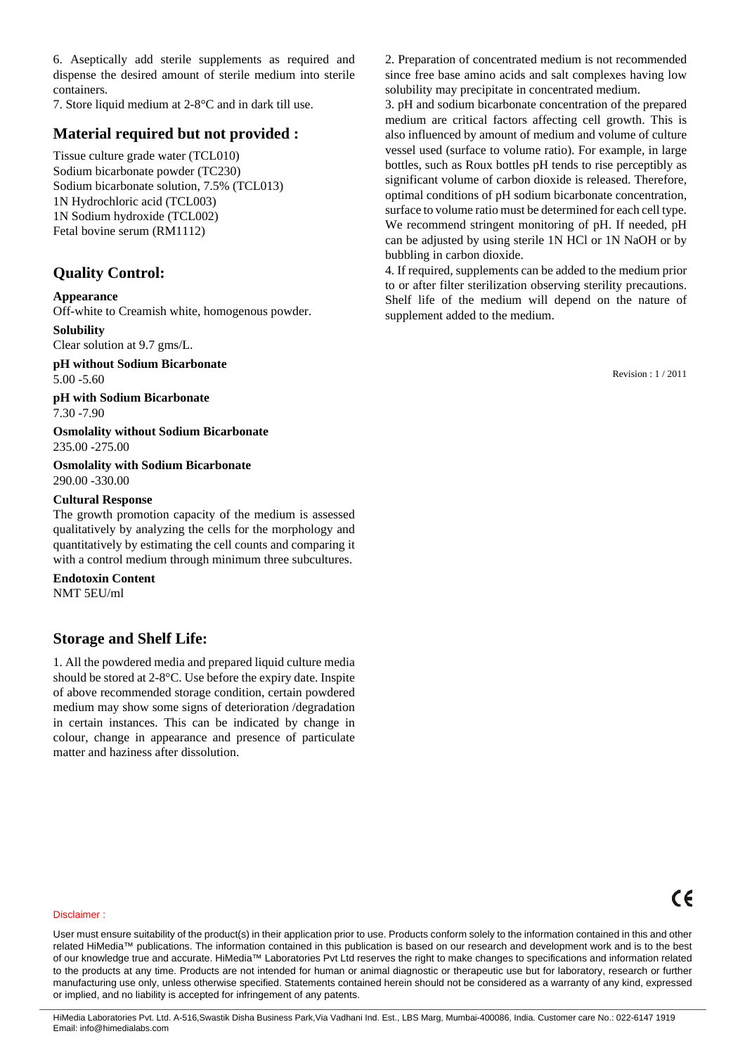6. Aseptically add sterile supplements as required and dispense the desired amount of sterile medium into sterile containers.

7. Store liquid medium at 2-8°C and in dark till use.

## Material required but not provided :

Tissue culture grade water (TCL010)
Sodium bicarbonate powder (TC230)
Sodium bicarbonate solution, 7.5% (TCL013)
1N Hydrochloric acid (TCL003)
1N Sodium hydroxide (TCL002)
Fetal bovine serum (RM1112)

## Quality Control:

**Appearance**
Off-white to Creamish white, homogenous powder.

**Solubility**
Clear solution at 9.7 gms/L.

**pH without Sodium Bicarbonate**
5.00 -5.60

**pH with Sodium Bicarbonate**
7.30 -7.90

**Osmolality without Sodium Bicarbonate**
235.00 -275.00

**Osmolality with Sodium Bicarbonate**
290.00 -330.00

**Cultural Response**
The growth promotion capacity of the medium is assessed qualitatively by analyzing the cells for the morphology and quantitatively by estimating the cell counts and comparing it with a control medium through minimum three subcultures.

**Endotoxin Content**
NMT 5EU/ml

## Storage and Shelf Life:

1. All the powdered media and prepared liquid culture media should be stored at 2-8°C. Use before the expiry date. Inspite of above recommended storage condition, certain powdered medium may show some signs of deterioration /degradation in certain instances. This can be indicated by change in colour, change in appearance and presence of particulate matter and haziness after dissolution.

2. Preparation of concentrated medium is not recommended since free base amino acids and salt complexes having low solubility may precipitate in concentrated medium.

3. pH and sodium bicarbonate concentration of the prepared medium are critical factors affecting cell growth. This is also influenced by amount of medium and volume of culture vessel used (surface to volume ratio). For example, in large bottles, such as Roux bottles pH tends to rise perceptibly as significant volume of carbon dioxide is released. Therefore, optimal conditions of pH sodium bicarbonate concentration, surface to volume ratio must be determined for each cell type. We recommend stringent monitoring of pH. If needed, pH can be adjusted by using sterile 1N HCl or 1N NaOH or by bubbling in carbon dioxide.

4. If required, supplements can be added to the medium prior to or after filter sterilization observing sterility precautions. Shelf life of the medium will depend on the nature of supplement added to the medium.

Revision : 1 / 2011

Disclaimer :

User must ensure suitability of the product(s) in their application prior to use. Products conform solely to the information contained in this and other related HiMedia™ publications. The information contained in this publication is based on our research and development work and is to the best of our knowledge true and accurate. HiMedia™ Laboratories Pvt Ltd reserves the right to make changes to specifications and information related to the products at any time. Products are not intended for human or animal diagnostic or therapeutic use but for laboratory, research or further manufacturing use only, unless otherwise specified. Statements contained herein should not be considered as a warranty of any kind, expressed or implied, and no liability is accepted for infringement of any patents.

HiMedia Laboratories Pvt. Ltd. A-516,Swastik Disha Business Park,Via Vadhani Ind. Est., LBS Marg, Mumbai-400086, India. Customer care No.: 022-6147 1919
Email: info@himedialabs.com